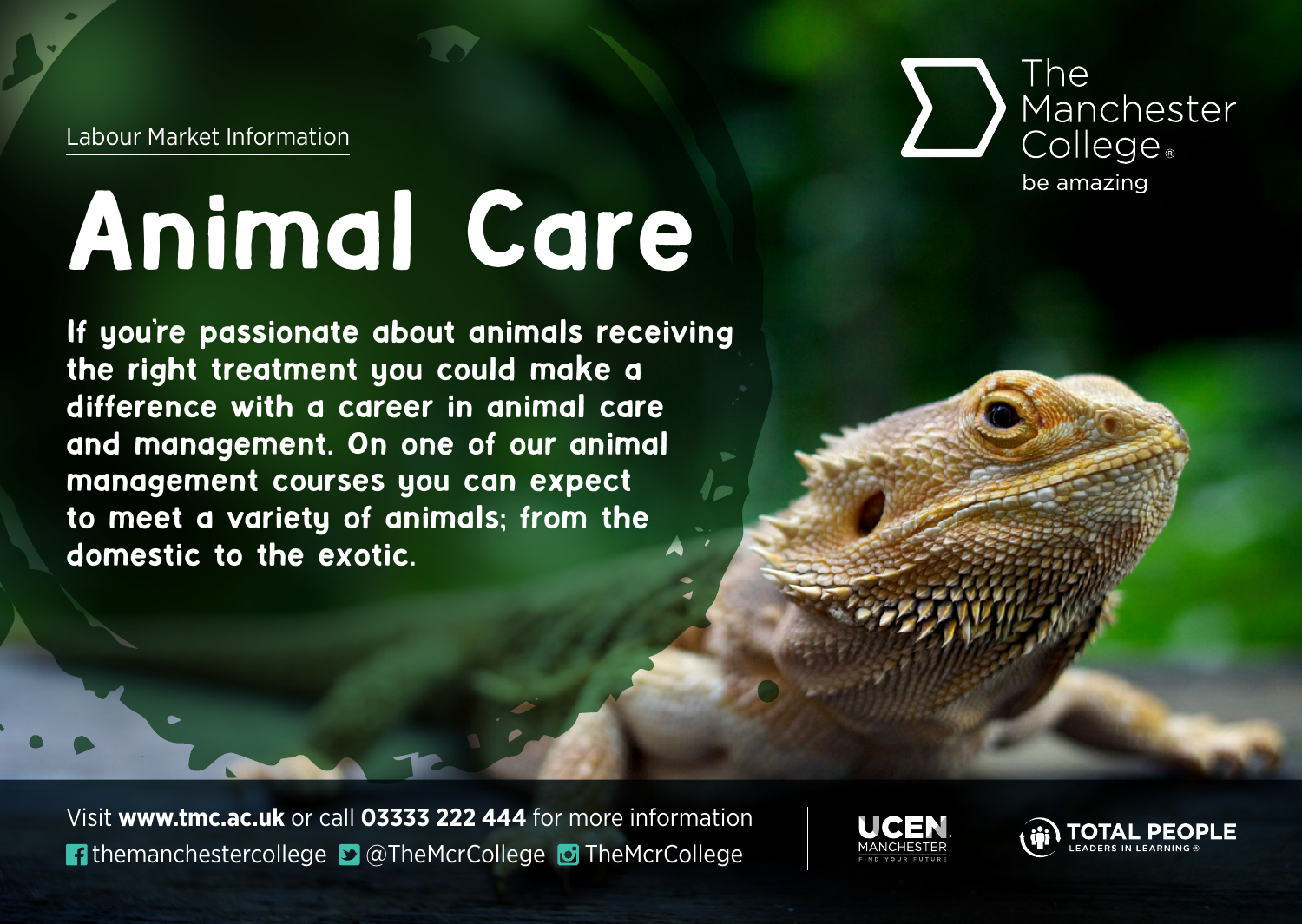Labour Market Information

# Animal Care

**If you're passionate about animals receiving the right treatment you could make a difference with a career in animal care and management. On one of our animal management courses you can expect to meet a variety of animals; from the domestic to the exotic.**

The Manchester College® be amazing

Visit **www.tmc.ac.uk** or call **03333 222 444** for more information

themanchestercollege @TheMcrCollege TheMcrCollege

UCEN MANCHESTER FIND YOUR FUTURE

TOTAL PEOPLE LEADERS IN LEARNING®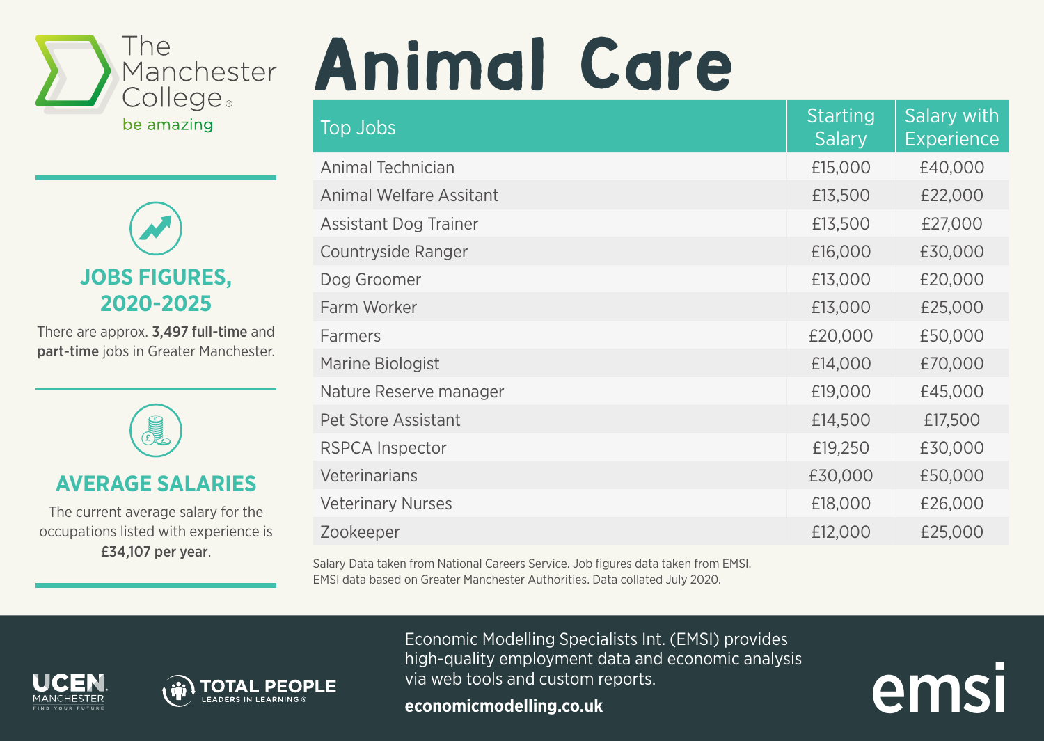The Manchester College®
be amazing

# Animal Care

| Top Jobs | Starting Salary | Salary with Experience |
| --- | --- | --- |
| Animal Technician | £15,000 | £40,000 |
| Animal Welfare Assitant | £13,500 | £22,000 |
| Assistant Dog Trainer | £13,500 | £27,000 |
| Countryside Ranger | £16,000 | £30,000 |
| Dog Groomer | £13,000 | £20,000 |
| Farm Worker | £13,000 | £25,000 |
| Farmers | £20,000 | £50,000 |
| Marine Biologist | £14,000 | £70,000 |
| Nature Reserve manager | £19,000 | £45,000 |
| Pet Store Assistant | £14,500 | £17,500 |
| RSPCA Inspector | £19,250 | £30,000 |
| Veterinarians | £30,000 | £50,000 |
| Veterinary Nurses | £18,000 | £26,000 |
| Zookeeper | £12,000 | £25,000 |

Salary Data taken from National Careers Service. Job figures data taken from EMSI.
EMSI data based on Greater Manchester Authorities. Data collated July 2020.

## JOBS FIGURES, 2020-2025

There are approx. **3,497 full-time** and **part-time** jobs in Greater Manchester.

## AVERAGE SALARIES

The current average salary for the occupations listed with experience is **£34,107 per year**.

UCEN MANCHESTER FIND YOUR FUTURE

TOTAL PEOPLE LEADERS IN LEARNING®

Economic Modelling Specialists Int. (EMSI) provides high-quality employment data and economic analysis via web tools and custom reports.

**economicmodelling.co.uk**

emsi